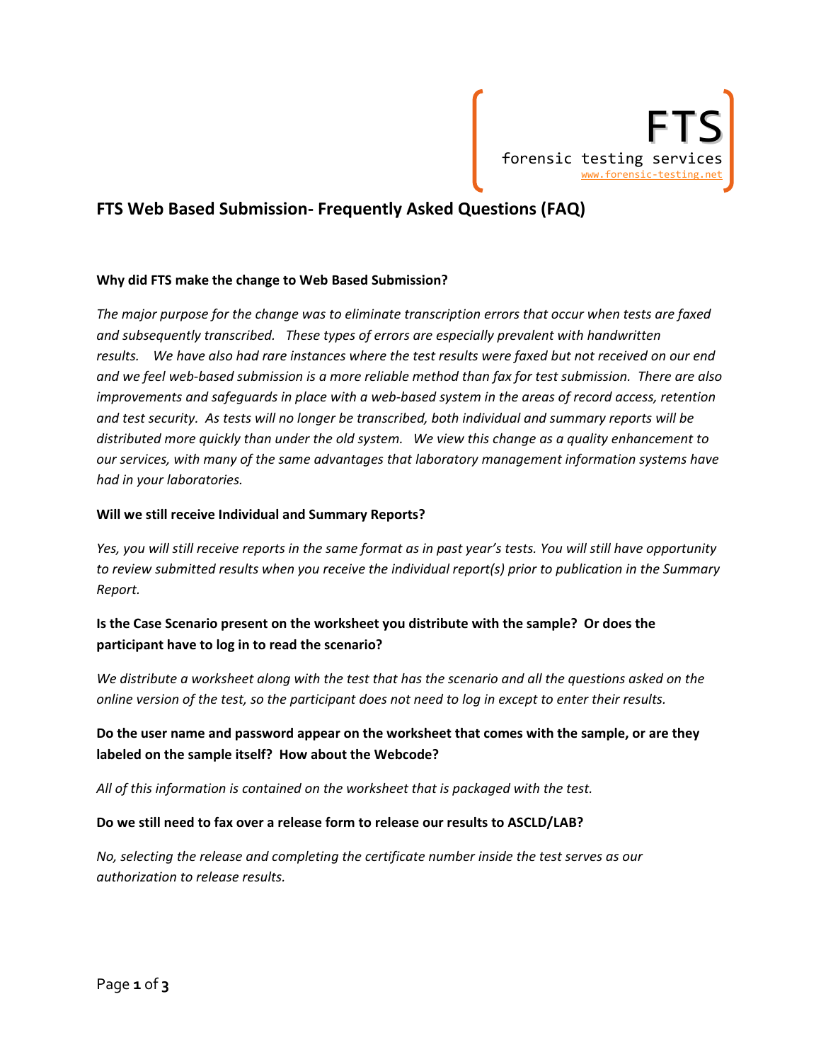FTS

forensic testing services

www.forensic-testing.net

# FTS Web Based Submission- Frequently Asked Questions (FAQ)

**Why did FTS make the change to Web Based Submission?**

*The major purpose for the change was to eliminate transcription errors that occur when tests are faxed and subsequently transcribed. These types of errors are especially prevalent with handwritten results. We have also had rare instances where the test results were faxed but not received on our end and we feel web-based submission is a more reliable method than fax for test submission. There are also improvements and safeguards in place with a web-based system in the areas of record access, retention and test security. As tests will no longer be transcribed, both individual and summary reports will be distributed more quickly than under the old system. We view this change as a quality enhancement to our services, with many of the same advantages that laboratory management information systems have had in your laboratories.*

**Will we still receive Individual and Summary Reports?**

*Yes, you will still receive reports in the same format as in past year's tests. You will still have opportunity to review submitted results when you receive the individual report(s) prior to publication in the Summary Report.*

**Is the Case Scenario present on the worksheet you distribute with the sample? Or does the participant have to log in to read the scenario?**

*We distribute a worksheet along with the test that has the scenario and all the questions asked on the online version of the test, so the participant does not need to log in except to enter their results.*

**Do the user name and password appear on the worksheet that comes with the sample, or are they labeled on the sample itself? How about the Webcode?**

*All of this information is contained on the worksheet that is packaged with the test.*

**Do we still need to fax over a release form to release our results to ASCLD/LAB?**

*No, selecting the release and completing the certificate number inside the test serves as our authorization to release results.*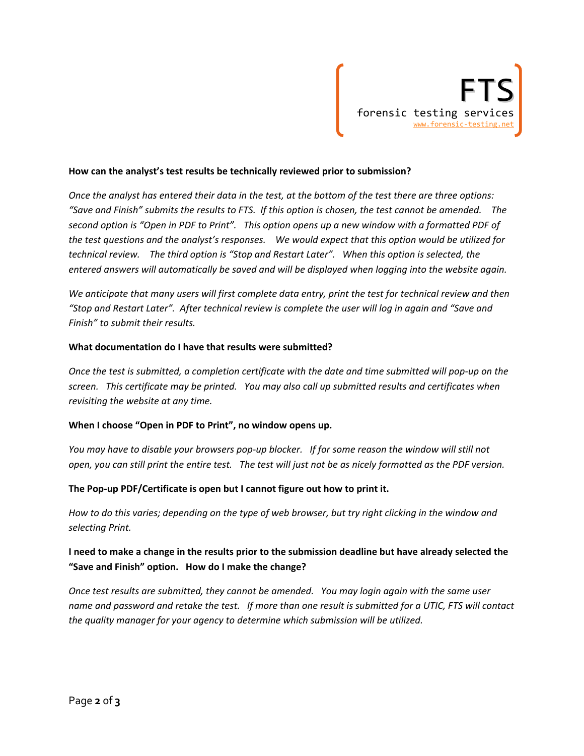**How can the analyst's test results be technically reviewed prior to submission?**

*Once the analyst has entered their data in the test, at the bottom of the test there are three options: "Save and Finish" submits the results to FTS. If this option is chosen, the test cannot be amended. The second option is "Open in PDF to Print". This option opens up a new window with a formatted PDF of the test questions and the analyst's responses. We would expect that this option would be utilized for technical review. The third option is "Stop and Restart Later". When this option is selected, the entered answers will automatically be saved and will be displayed when logging into the website again.*

*We anticipate that many users will first complete data entry, print the test for technical review and then "Stop and Restart Later". After technical review is complete the user will log in again and "Save and Finish" to submit their results.*

**What documentation do I have that results were submitted?**

*Once the test is submitted, a completion certificate with the date and time submitted will pop-up on the screen. This certificate may be printed. You may also call up submitted results and certificates when revisiting the website at any time.*

**When I choose "Open in PDF to Print", no window opens up.**

*You may have to disable your browsers pop-up blocker. If for some reason the window will still not open, you can still print the entire test. The test will just not be as nicely formatted as the PDF version.*

**The Pop-up PDF/Certificate is open but I cannot figure out how to print it.**

*How to do this varies; depending on the type of web browser, but try right clicking in the window and selecting Print.*

**I need to make a change in the results prior to the submission deadline but have already selected the "Save and Finish" option. How do I make the change?**

*Once test results are submitted, they cannot be amended. You may login again with the same user name and password and retake the test. If more than one result is submitted for a UTIC, FTS will contact the quality manager for your agency to determine which submission will be utilized.*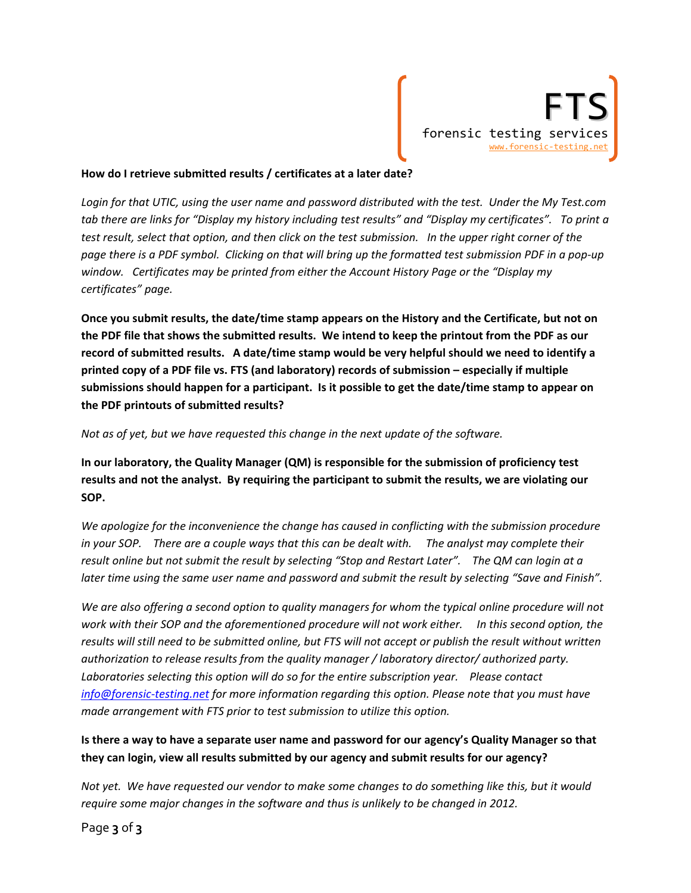**How do I retrieve submitted results / certificates at a later date?**

*Login for that UTIC, using the user name and password distributed with the test. Under the My Test.com tab there are links for "Display my history including test results" and "Display my certificates". To print a test result, select that option, and then click on the test submission. In the upper right corner of the page there is a PDF symbol. Clicking on that will bring up the formatted test submission PDF in a pop-up window. Certificates may be printed from either the Account History Page or the "Display my certificates" page.*

**Once you submit results, the date/time stamp appears on the History and the Certificate, but not on the PDF file that shows the submitted results. We intend to keep the printout from the PDF as our record of submitted results. A date/time stamp would be very helpful should we need to identify a printed copy of a PDF file vs. FTS (and laboratory) records of submission – especially if multiple submissions should happen for a participant. Is it possible to get the date/time stamp to appear on the PDF printouts of submitted results?**

*Not as of yet, but we have requested this change in the next update of the software.*

**In our laboratory, the Quality Manager (QM) is responsible for the submission of proficiency test results and not the analyst. By requiring the participant to submit the results, we are violating our SOP.**

*We apologize for the inconvenience the change has caused in conflicting with the submission procedure in your SOP. There are a couple ways that this can be dealt with. The analyst may complete their result online but not submit the result by selecting "Stop and Restart Later". The QM can login at a later time using the same user name and password and submit the result by selecting "Save and Finish".*

*We are also offering a second option to quality managers for whom the typical online procedure will not work with their SOP and the aforementioned procedure will not work either. In this second option, the results will still need to be submitted online, but FTS will not accept or publish the result without written authorization to release results from the quality manager / laboratory director/ authorized party. Laboratories selecting this option will do so for the entire subscription year. Please contact info@forensic-testing.net for more information regarding this option. Please note that you must have made arrangement with FTS prior to test submission to utilize this option.*

**Is there a way to have a separate user name and password for our agency's Quality Manager so that they can login, view all results submitted by our agency and submit results for our agency?**

*Not yet. We have requested our vendor to make some changes to do something like this, but it would require some major changes in the software and thus is unlikely to be changed in 2012.*